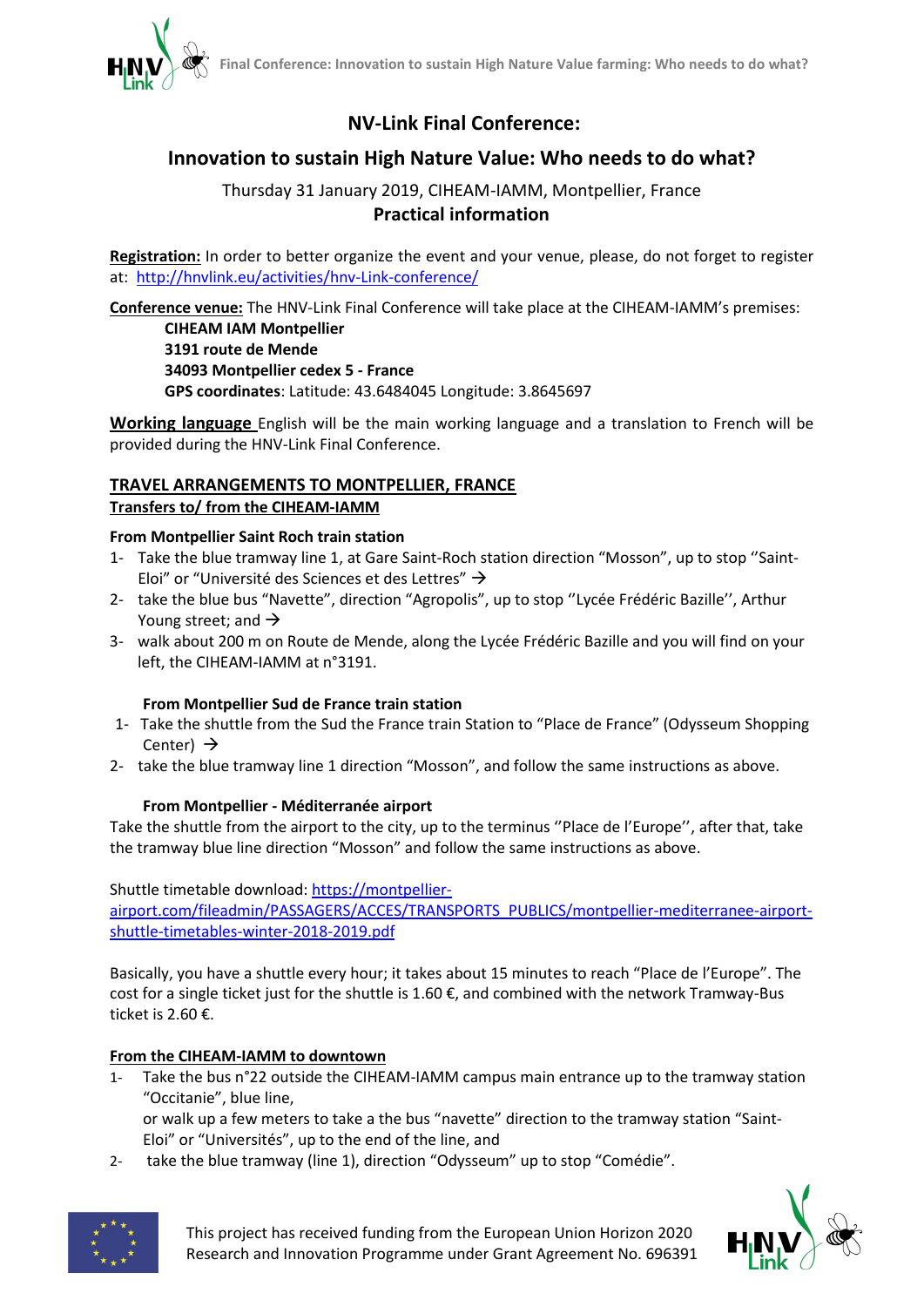# NV-Link Final Conference:

## Innovation to sustain High Nature Value: Who needs to do what?

Thursday 31 January 2019, CIHEAM-IAMM, Montpellier, France

**Practical information**

**Registration:** In order to better organize the event and your venue, please, do not forget to register at: http://hnvlink.eu/activities/hnv-Link-conference/

**Conference venue:** The HNV-Link Final Conference will take place at the CIHEAM-IAMM's premises:

**CIHEAM IAM Montpellier**
**3191 route de Mende**
**34093 Montpellier cedex 5 - France**
**GPS coordinates**: Latitude: 43.6484045 Longitude: 3.8645697

**Working language** English will be the main working language and a translation to French will be provided during the HNV-Link Final Conference.

## TRAVEL ARRANGEMENTS TO MONTPELLIER, FRANCE

### Transfers to/ from the CIHEAM-IAMM

**From Montpellier Saint Roch train station**

1- Take the blue tramway line 1, at Gare Saint-Roch station direction "Mosson", up to stop ''Saint-Eloi" or "Université des Sciences et des Lettres" →
2- take the blue bus "Navette", direction "Agropolis", up to stop ''Lycée Frédéric Bazille'', Arthur Young street; and →
3- walk about 200 m on Route de Mende, along the Lycée Frédéric Bazille and you will find on your left, the CIHEAM-IAMM at n°3191.

**From Montpellier Sud de France train station**

1- Take the shuttle from the Sud the France train Station to "Place de France" (Odysseum Shopping Center) →
2- take the blue tramway line 1 direction "Mosson", and follow the same instructions as above.

**From Montpellier - Méditerranée airport**

Take the shuttle from the airport to the city, up to the terminus ''Place de l'Europe'', after that, take the tramway blue line direction "Mosson" and follow the same instructions as above.

Shuttle timetable download: https://montpellier-airport.com/fileadmin/PASSAGERS/ACCES/TRANSPORTS_PUBLICS/montpellier-mediterranee-airport-shuttle-timetables-winter-2018-2019.pdf

Basically, you have a shuttle every hour; it takes about 15 minutes to reach "Place de l'Europe". The cost for a single ticket just for the shuttle is 1.60 €, and combined with the network Tramway-Bus ticket is 2.60 €.

### From the CIHEAM-IAMM to downtown

1- Take the bus n°22 outside the CIHEAM-IAMM campus main entrance up to the tramway station "Occitanie", blue line,
or walk up a few meters to take a the bus "navette" direction to the tramway station "Saint-Eloi" or "Universités", up to the end of the line, and
2- take the blue tramway (line 1), direction "Odysseum" up to stop "Comédie".

This project has received funding from the European Union Horizon 2020 Research and Innovation Programme under Grant Agreement No. 696391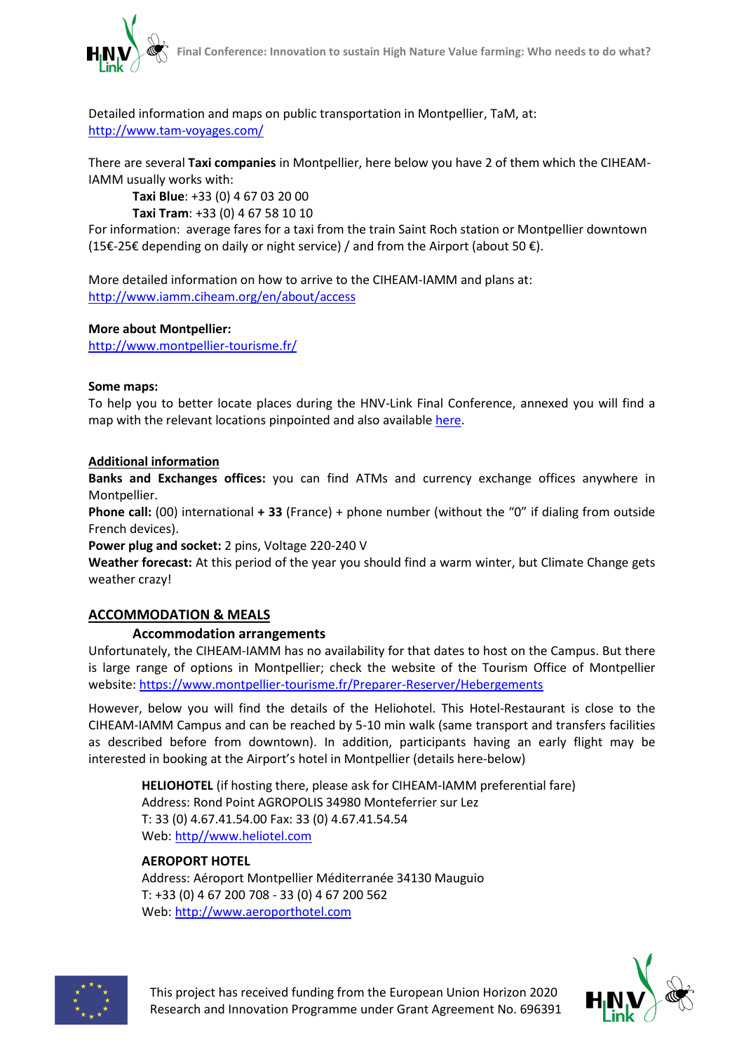Detailed information and maps on public transportation in Montpellier, TaM, at:
http://www.tam-voyages.com/

There are several **Taxi companies** in Montpellier, here below you have 2 of them which the CIHEAM-IAMM usually works with:

**Taxi Blue**: +33 (0) 4 67 03 20 00
**Taxi Tram**: +33 (0) 4 67 58 10 10

For information: average fares for a taxi from the train Saint Roch station or Montpellier downtown (15€-25€ depending on daily or night service) / and from the Airport (about 50 €).

More detailed information on how to arrive to the CIHEAM-IAMM and plans at:
http://www.iamm.ciheam.org/en/about/access

**More about Montpellier:**
http://www.montpellier-tourisme.fr/

**Some maps:**
To help you to better locate places during the HNV-Link Final Conference, annexed you will find a map with the relevant locations pinpointed and also available here.

## Additional information

**Banks and Exchanges offices:** you can find ATMs and currency exchange offices anywhere in Montpellier.
**Phone call:** (00) international **+ 33** (France) + phone number (without the "0" if dialing from outside French devices).
**Power plug and socket:** 2 pins, Voltage 220-240 V
**Weather forecast:** At this period of the year you should find a warm winter, but Climate Change gets weather crazy!

## ACCOMMODATION & MEALS

### Accommodation arrangements

Unfortunately, the CIHEAM-IAMM has no availability for that dates to host on the Campus. But there is large range of options in Montpellier; check the website of the Tourism Office of Montpellier website: https://www.montpellier-tourisme.fr/Preparer-Reserver/Hebergements

However, below you will find the details of the Heliohotel. This Hotel-Restaurant is close to the CIHEAM-IAMM Campus and can be reached by 5-10 min walk (same transport and transfers facilities as described before from downtown). In addition, participants having an early flight may be interested in booking at the Airport's hotel in Montpellier (details here-below)

**HELIOHOTEL** (if hosting there, please ask for CIHEAM-IAMM preferential fare)
Address: Rond Point AGROPOLIS 34980 Monteferrier sur Lez
T: 33 (0) 4.67.41.54.00 Fax: 33 (0) 4.67.41.54.54
Web: http//www.heliotel.com

**AEROPORT HOTEL**
Address: Aéroport Montpellier Méditerranée 34130 Mauguio
T: +33 (0) 4 67 200 708 - 33 (0) 4 67 200 562
Web: http://www.aeroporthotel.com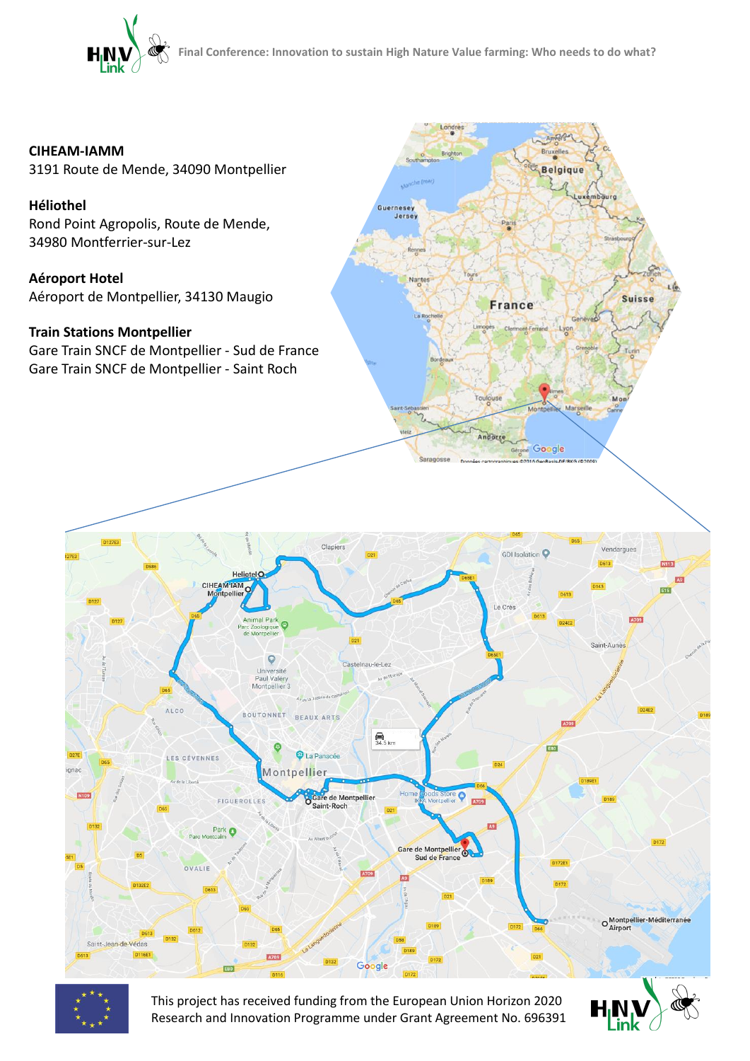**CIHEAM-IAMM**
3191 Route de Mende, 34090 Montpellier

**Héliothel**
Rond Point Agropolis, Route de Mende,
34980 Montferrier-sur-Lez

**Aéroport Hotel**
Aéroport de Montpellier, 34130 Maugio

**Train Stations Montpellier**
Gare Train SNCF de Montpellier - Sud de France
Gare Train SNCF de Montpellier - Saint Roch

This project has received funding from the European Union Horizon 2020 Research and Innovation Programme under Grant Agreement No. 696391